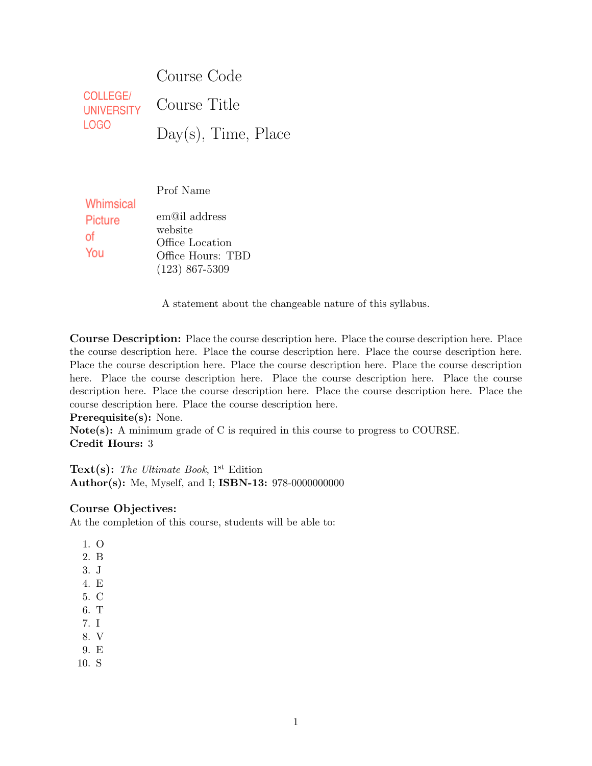COLLEGE/
UNIVERSITY
LOGO

# Course Code

# Course Title

# Day(s), Time, Place

Whimsical
Picture
of
You

Prof Name

em@il address
website
Office Location
Office Hours: TBD
(123) 867-5309

A statement about the changeable nature of this syllabus.

**Course Description:** Place the course description here. Place the course description here. Place the course description here. Place the course description here. Place the course description here. Place the course description here. Place the course description here. Place the course description here. Place the course description here. Place the course description here. Place the course description here. Place the course description here. Place the course description here. Place the course description here. Place the course description here.
**Prerequisite(s):** None.
**Note(s):** A minimum grade of C is required in this course to progress to COURSE.
**Credit Hours:** 3

**Text(s):** *The Ultimate Book*, 1st Edition
**Author(s):** Me, Myself, and I; **ISBN-13:** 978-0000000000

### Course Objectives:

At the completion of this course, students will be able to:

1. O
2. B
3. J
4. E
5. C
6. T
7. I
8. V
9. E
10. S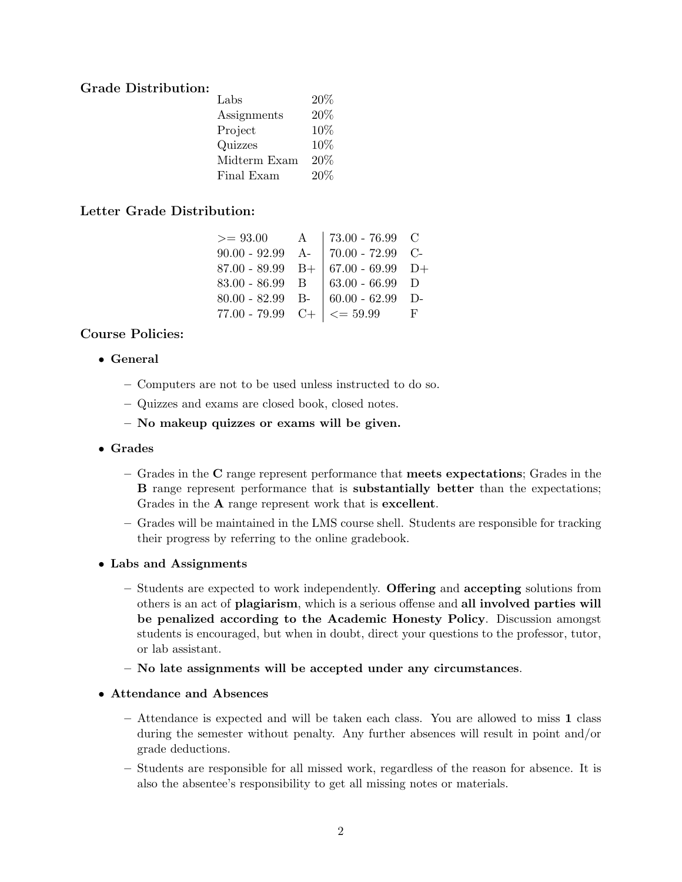**Grade Distribution:**

| | |
|---|---|
| Labs | 20% |
| Assignments | 20% |
| Project | 10% |
| Quizzes | 10% |
| Midterm Exam | 20% |
| Final Exam | 20% |

**Letter Grade Distribution:**

| | | | |
|---|---|---|---|
| >= 93.00 | A | 73.00 - 76.99 | C |
| 90.00 - 92.99 | A- | 70.00 - 72.99 | C- |
| 87.00 - 89.99 | B+ | 67.00 - 69.99 | D+ |
| 83.00 - 86.99 | B | 63.00 - 66.99 | D |
| 80.00 - 82.99 | B- | 60.00 - 62.99 | D- |
| 77.00 - 79.99 | C+ | <= 59.99 | F |

**Course Policies:**

- **General**
  - Computers are not to be used unless instructed to do so.
  - Quizzes and exams are closed book, closed notes.
  - **No makeup quizzes or exams will be given.**
- **Grades**
  - Grades in the **C** range represent performance that **meets expectations**; Grades in the **B** range represent performance that is **substantially better** than the expectations; Grades in the **A** range represent work that is **excellent**.
  - Grades will be maintained in the LMS course shell. Students are responsible for tracking their progress by referring to the online gradebook.
- **Labs and Assignments**
  - Students are expected to work independently. **Offering** and **accepting** solutions from others is an act of **plagiarism**, which is a serious offense and **all involved parties will be penalized according to the Academic Honesty Policy**. Discussion amongst students is encouraged, but when in doubt, direct your questions to the professor, tutor, or lab assistant.
  - **No late assignments will be accepted under any circumstances**.
- **Attendance and Absences**
  - Attendance is expected and will be taken each class. You are allowed to miss **1** class during the semester without penalty. Any further absences will result in point and/or grade deductions.
  - Students are responsible for all missed work, regardless of the reason for absence. It is also the absentee's responsibility to get all missing notes or materials.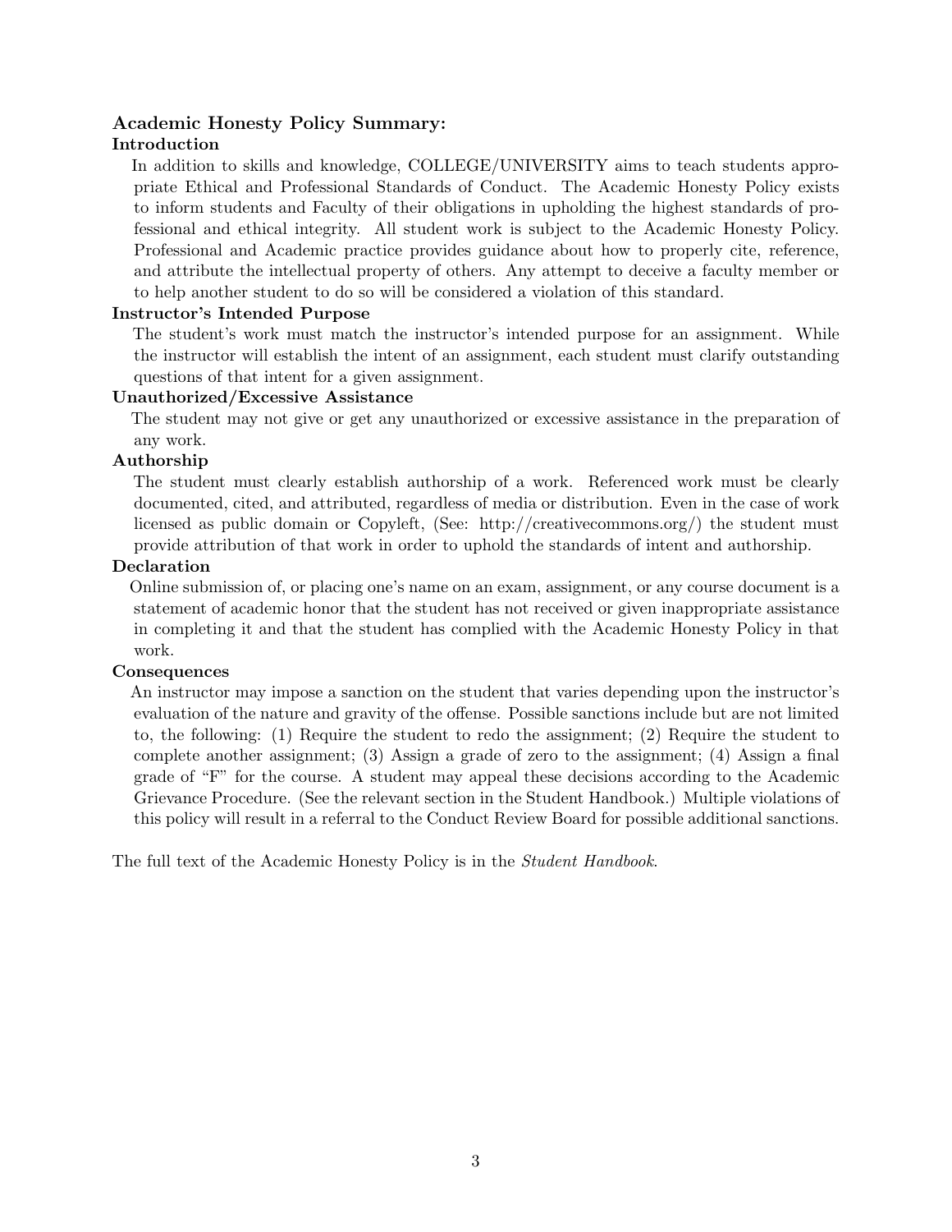## Academic Honesty Policy Summary:

### Introduction

In addition to skills and knowledge, COLLEGE/UNIVERSITY aims to teach students appropriate Ethical and Professional Standards of Conduct. The Academic Honesty Policy exists to inform students and Faculty of their obligations in upholding the highest standards of professional and ethical integrity. All student work is subject to the Academic Honesty Policy. Professional and Academic practice provides guidance about how to properly cite, reference, and attribute the intellectual property of others. Any attempt to deceive a faculty member or to help another student to do so will be considered a violation of this standard.

### Instructor's Intended Purpose

The student's work must match the instructor's intended purpose for an assignment. While the instructor will establish the intent of an assignment, each student must clarify outstanding questions of that intent for a given assignment.

### Unauthorized/Excessive Assistance

The student may not give or get any unauthorized or excessive assistance in the preparation of any work.

### Authorship

The student must clearly establish authorship of a work. Referenced work must be clearly documented, cited, and attributed, regardless of media or distribution. Even in the case of work licensed as public domain or Copyleft, (See: http://creativecommons.org/) the student must provide attribution of that work in order to uphold the standards of intent and authorship.

### Declaration

Online submission of, or placing one's name on an exam, assignment, or any course document is a statement of academic honor that the student has not received or given inappropriate assistance in completing it and that the student has complied with the Academic Honesty Policy in that work.

### Consequences

An instructor may impose a sanction on the student that varies depending upon the instructor's evaluation of the nature and gravity of the offense. Possible sanctions include but are not limited to, the following: (1) Require the student to redo the assignment; (2) Require the student to complete another assignment; (3) Assign a grade of zero to the assignment; (4) Assign a final grade of "F" for the course. A student may appeal these decisions according to the Academic Grievance Procedure. (See the relevant section in the Student Handbook.) Multiple violations of this policy will result in a referral to the Conduct Review Board for possible additional sanctions.

The full text of the Academic Honesty Policy is in the *Student Handbook*.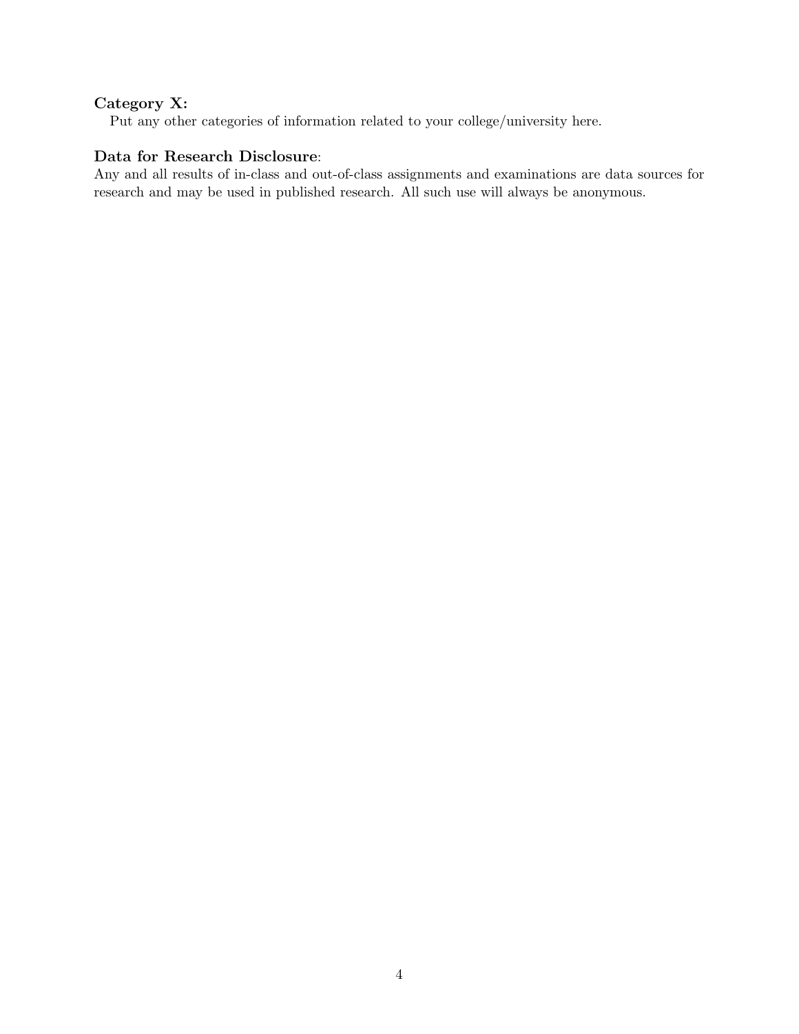**Category X:**

Put any other categories of information related to your college/university here.

**Data for Research Disclosure**:

Any and all results of in-class and out-of-class assignments and examinations are data sources for research and may be used in published research. All such use will always be anonymous.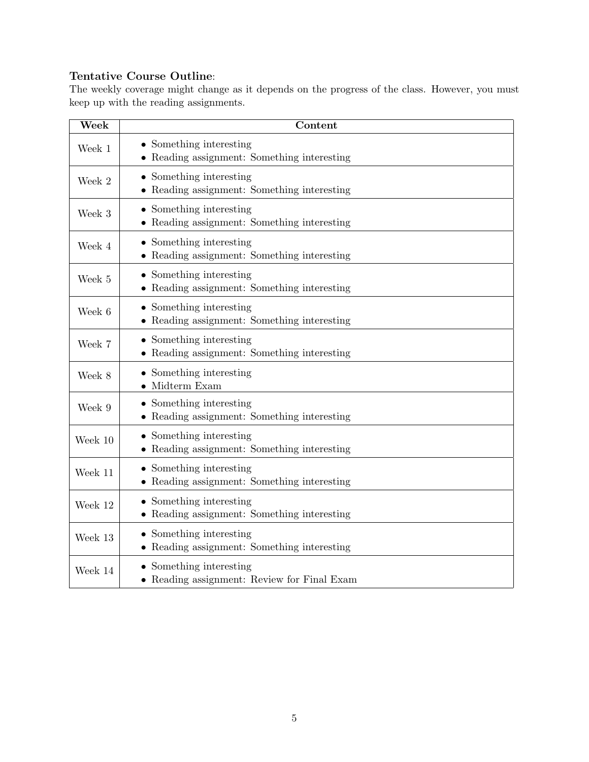**Tentative Course Outline**:
The weekly coverage might change as it depends on the progress of the class. However, you must keep up with the reading assignments.

| Week | Content |
|---|---|
| Week 1 | • Something interesting<br>• Reading assignment: Something interesting |
| Week 2 | • Something interesting<br>• Reading assignment: Something interesting |
| Week 3 | • Something interesting<br>• Reading assignment: Something interesting |
| Week 4 | • Something interesting<br>• Reading assignment: Something interesting |
| Week 5 | • Something interesting<br>• Reading assignment: Something interesting |
| Week 6 | • Something interesting<br>• Reading assignment: Something interesting |
| Week 7 | • Something interesting<br>• Reading assignment: Something interesting |
| Week 8 | • Something interesting<br>• Midterm Exam |
| Week 9 | • Something interesting<br>• Reading assignment: Something interesting |
| Week 10 | • Something interesting<br>• Reading assignment: Something interesting |
| Week 11 | • Something interesting<br>• Reading assignment: Something interesting |
| Week 12 | • Something interesting<br>• Reading assignment: Something interesting |
| Week 13 | • Something interesting<br>• Reading assignment: Something interesting |
| Week 14 | • Something interesting<br>• Reading assignment: Review for Final Exam |